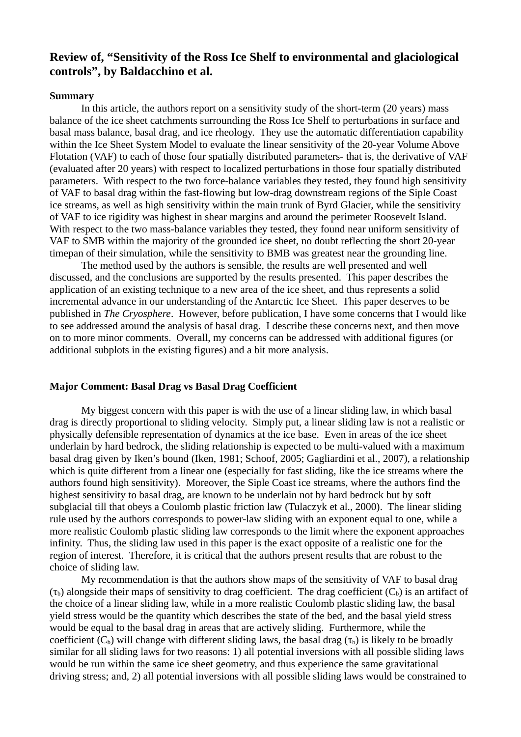## Review of, "Sensitivity of the Ross Ice Shelf to environmental and glaciological controls", by Baldacchino et al.

### Summary

In this article, the authors report on a sensitivity study of the short-term (20 years) mass balance of the ice sheet catchments surrounding the Ross Ice Shelf to perturbations in surface and basal mass balance, basal drag, and ice rheology. They use the automatic differentiation capability within the Ice Sheet System Model to evaluate the linear sensitivity of the 20-year Volume Above Flotation (VAF) to each of those four spatially distributed parameters- that is, the derivative of VAF (evaluated after 20 years) with respect to localized perturbations in those four spatially distributed parameters. With respect to the two force-balance variables they tested, they found high sensitivity of VAF to basal drag within the fast-flowing but low-drag downstream regions of the Siple Coast ice streams, as well as high sensitivity within the main trunk of Byrd Glacier, while the sensitivity of VAF to ice rigidity was highest in shear margins and around the perimeter Roosevelt Island. With respect to the two mass-balance variables they tested, they found near uniform sensitivity of VAF to SMB within the majority of the grounded ice sheet, no doubt reflecting the short 20-year timepan of their simulation, while the sensitivity to BMB was greatest near the grounding line.

The method used by the authors is sensible, the results are well presented and well discussed, and the conclusions are supported by the results presented. This paper describes the application of an existing technique to a new area of the ice sheet, and thus represents a solid incremental advance in our understanding of the Antarctic Ice Sheet. This paper deserves to be published in *The Cryosphere*. However, before publication, I have some concerns that I would like to see addressed around the analysis of basal drag. I describe these concerns next, and then move on to more minor comments. Overall, my concerns can be addressed with additional figures (or additional subplots in the existing figures) and a bit more analysis.

### Major Comment: Basal Drag vs Basal Drag Coefficient

My biggest concern with this paper is with the use of a linear sliding law, in which basal drag is directly proportional to sliding velocity. Simply put, a linear sliding law is not a realistic or physically defensible representation of dynamics at the ice base. Even in areas of the ice sheet underlain by hard bedrock, the sliding relationship is expected to be multi-valued with a maximum basal drag given by Iken's bound (Iken, 1981; Schoof, 2005; Gagliardini et al., 2007), a relationship which is quite different from a linear one (especially for fast sliding, like the ice streams where the authors found high sensitivity). Moreover, the Siple Coast ice streams, where the authors find the highest sensitivity to basal drag, are known to be underlain not by hard bedrock but by soft subglacial till that obeys a Coulomb plastic friction law (Tulaczyk et al., 2000). The linear sliding rule used by the authors corresponds to power-law sliding with an exponent equal to one, while a more realistic Coulomb plastic sliding law corresponds to the limit where the exponent approaches infinity. Thus, the sliding law used in this paper is the exact opposite of a realistic one for the region of interest. Therefore, it is critical that the authors present results that are robust to the choice of sliding law.

My recommendation is that the authors show maps of the sensitivity of VAF to basal drag ($\tau_b$) alongside their maps of sensitivity to drag coefficient. The drag coefficient ($C_b$) is an artifact of the choice of a linear sliding law, while in a more realistic Coulomb plastic sliding law, the basal yield stress would be the quantity which describes the state of the bed, and the basal yield stress would be equal to the basal drag in areas that are actively sliding. Furthermore, while the coefficient ($C_b$) will change with different sliding laws, the basal drag ($\tau_b$) is likely to be broadly similar for all sliding laws for two reasons: 1) all potential inversions with all possible sliding laws would be run within the same ice sheet geometry, and thus experience the same gravitational driving stress; and, 2) all potential inversions with all possible sliding laws would be constrained to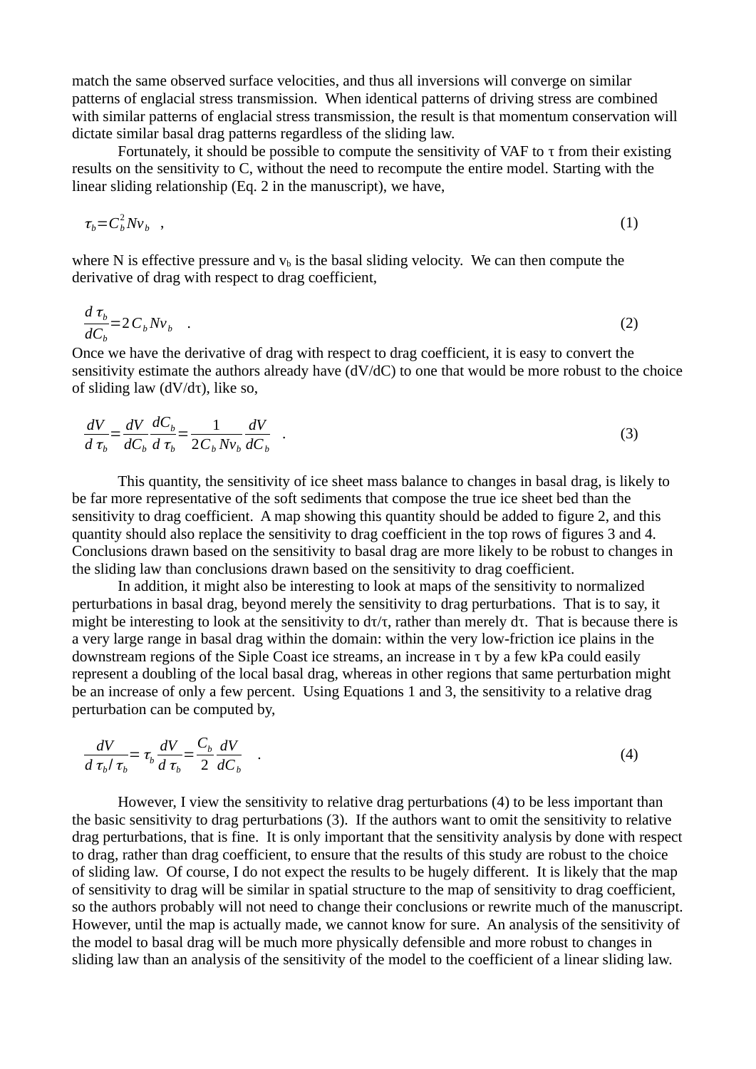match the same observed surface velocities, and thus all inversions will converge on similar patterns of englacial stress transmission. When identical patterns of driving stress are combined with similar patterns of englacial stress transmission, the result is that momentum conservation will dictate similar basal drag patterns regardless of the sliding law.

Fortunately, it should be possible to compute the sensitivity of VAF to τ from their existing results on the sensitivity to C, without the need to recompute the entire model. Starting with the linear sliding relationship (Eq. 2 in the manuscript), we have,

$$\tau_b = C_b^2 N v_b \quad , \tag{1}$$

where N is effective pressure and $v_b$ is the basal sliding velocity. We can then compute the derivative of drag with respect to drag coefficient,

$$\frac{d\,\tau_b}{dC_b} = 2\,C_b N v_b \quad . \tag{2}$$

Once we have the derivative of drag with respect to drag coefficient, it is easy to convert the sensitivity estimate the authors already have (dV/dC) to one that would be more robust to the choice of sliding law (dV/dτ), like so,

$$\frac{dV}{d\,\tau_b} = \frac{dV}{dC_b}\frac{dC_b}{d\,\tau_b} = \frac{1}{2\,C_b N v_b}\frac{dV}{dC_b} \quad . \tag{3}$$

This quantity, the sensitivity of ice sheet mass balance to changes in basal drag, is likely to be far more representative of the soft sediments that compose the true ice sheet bed than the sensitivity to drag coefficient. A map showing this quantity should be added to figure 2, and this quantity should also replace the sensitivity to drag coefficient in the top rows of figures 3 and 4. Conclusions drawn based on the sensitivity to basal drag are more likely to be robust to changes in the sliding law than conclusions drawn based on the sensitivity to drag coefficient.

In addition, it might also be interesting to look at maps of the sensitivity to normalized perturbations in basal drag, beyond merely the sensitivity to drag perturbations. That is to say, it might be interesting to look at the sensitivity to dτ/τ, rather than merely dτ. That is because there is a very large range in basal drag within the domain: within the very low-friction ice plains in the downstream regions of the Siple Coast ice streams, an increase in τ by a few kPa could easily represent a doubling of the local basal drag, whereas in other regions that same perturbation might be an increase of only a few percent. Using Equations 1 and 3, the sensitivity to a relative drag perturbation can be computed by,

$$\frac{dV}{d\,\tau_b / \tau_b} = \tau_b \frac{dV}{d\,\tau_b} = \frac{C_b}{2}\frac{dV}{dC_b} \quad . \tag{4}$$

However, I view the sensitivity to relative drag perturbations (4) to be less important than the basic sensitivity to drag perturbations (3). If the authors want to omit the sensitivity to relative drag perturbations, that is fine. It is only important that the sensitivity analysis by done with respect to drag, rather than drag coefficient, to ensure that the results of this study are robust to the choice of sliding law. Of course, I do not expect the results to be hugely different. It is likely that the map of sensitivity to drag will be similar in spatial structure to the map of sensitivity to drag coefficient, so the authors probably will not need to change their conclusions or rewrite much of the manuscript. However, until the map is actually made, we cannot know for sure. An analysis of the sensitivity of the model to basal drag will be much more physically defensible and more robust to changes in sliding law than an analysis of the sensitivity of the model to the coefficient of a linear sliding law.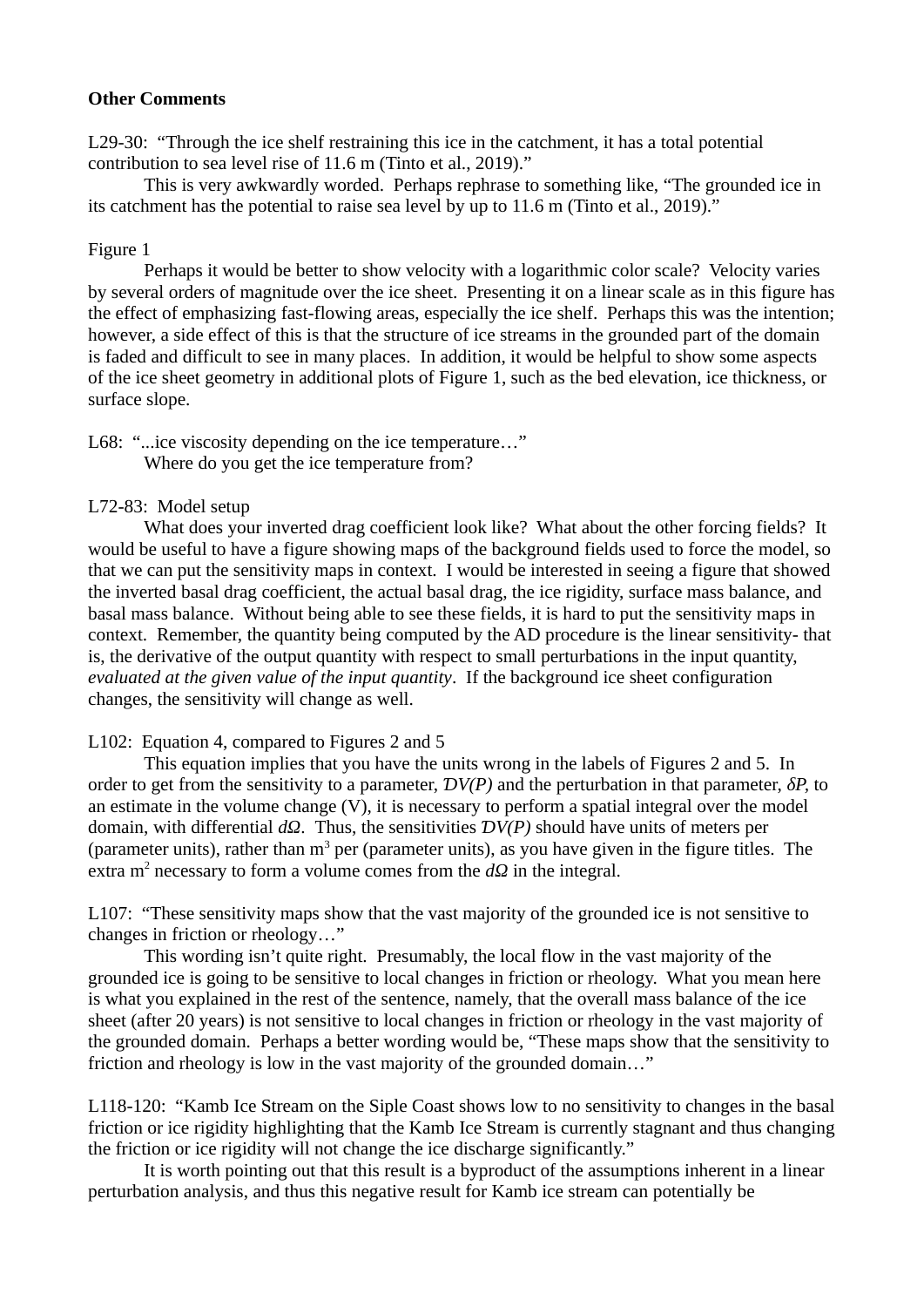**Other Comments**

L29-30: "Through the ice shelf restraining this ice in the catchment, it has a total potential contribution to sea level rise of 11.6 m (Tinto et al., 2019)."

This is very awkwardly worded. Perhaps rephrase to something like, "The grounded ice in its catchment has the potential to raise sea level by up to 11.6 m (Tinto et al., 2019)."

Figure 1

Perhaps it would be better to show velocity with a logarithmic color scale? Velocity varies by several orders of magnitude over the ice sheet. Presenting it on a linear scale as in this figure has the effect of emphasizing fast-flowing areas, especially the ice shelf. Perhaps this was the intention; however, a side effect of this is that the structure of ice streams in the grounded part of the domain is faded and difficult to see in many places. In addition, it would be helpful to show some aspects of the ice sheet geometry in additional plots of Figure 1, such as the bed elevation, ice thickness, or surface slope.

L68: "...ice viscosity depending on the ice temperature…"

Where do you get the ice temperature from?

L72-83: Model setup

What does your inverted drag coefficient look like? What about the other forcing fields? It would be useful to have a figure showing maps of the background fields used to force the model, so that we can put the sensitivity maps in context. I would be interested in seeing a figure that showed the inverted basal drag coefficient, the actual basal drag, the ice rigidity, surface mass balance, and basal mass balance. Without being able to see these fields, it is hard to put the sensitivity maps in context. Remember, the quantity being computed by the AD procedure is the linear sensitivity- that is, the derivative of the output quantity with respect to small perturbations in the input quantity, *evaluated at the given value of the input quantity*. If the background ice sheet configuration changes, the sensitivity will change as well.

L102: Equation 4, compared to Figures 2 and 5

This equation implies that you have the units wrong in the labels of Figures 2 and 5. In order to get from the sensitivity to a parameter, $\mathcal{D}V(P)$ and the perturbation in that parameter, $\delta P$, to an estimate in the volume change (V), it is necessary to perform a spatial integral over the model domain, with differential $d\Omega$. Thus, the sensitivities $\mathcal{D}V(P)$ should have units of meters per (parameter units), rather than $m^3$ per (parameter units), as you have given in the figure titles. The extra $m^2$ necessary to form a volume comes from the $d\Omega$ in the integral.

L107: "These sensitivity maps show that the vast majority of the grounded ice is not sensitive to changes in friction or rheology…"

This wording isn't quite right. Presumably, the local flow in the vast majority of the grounded ice is going to be sensitive to local changes in friction or rheology. What you mean here is what you explained in the rest of the sentence, namely, that the overall mass balance of the ice sheet (after 20 years) is not sensitive to local changes in friction or rheology in the vast majority of the grounded domain. Perhaps a better wording would be, "These maps show that the sensitivity to friction and rheology is low in the vast majority of the grounded domain…"

L118-120: "Kamb Ice Stream on the Siple Coast shows low to no sensitivity to changes in the basal friction or ice rigidity highlighting that the Kamb Ice Stream is currently stagnant and thus changing the friction or ice rigidity will not change the ice discharge significantly."

It is worth pointing out that this result is a byproduct of the assumptions inherent in a linear perturbation analysis, and thus this negative result for Kamb ice stream can potentially be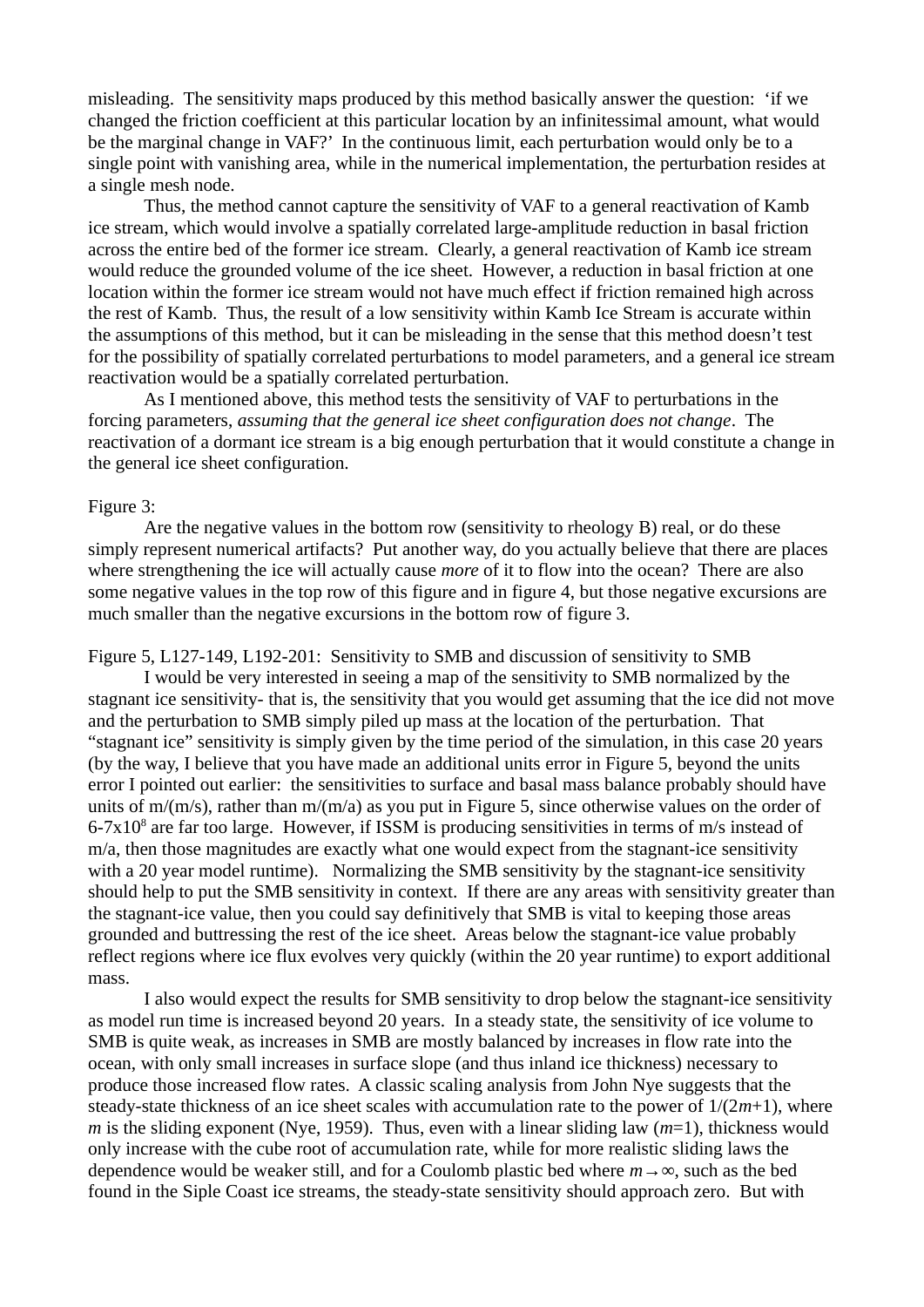misleading. The sensitivity maps produced by this method basically answer the question: 'if we changed the friction coefficient at this particular location by an infinitessimal amount, what would be the marginal change in VAF?' In the continuous limit, each perturbation would only be to a single point with vanishing area, while in the numerical implementation, the perturbation resides at a single mesh node.

Thus, the method cannot capture the sensitivity of VAF to a general reactivation of Kamb ice stream, which would involve a spatially correlated large-amplitude reduction in basal friction across the entire bed of the former ice stream. Clearly, a general reactivation of Kamb ice stream would reduce the grounded volume of the ice sheet. However, a reduction in basal friction at one location within the former ice stream would not have much effect if friction remained high across the rest of Kamb. Thus, the result of a low sensitivity within Kamb Ice Stream is accurate within the assumptions of this method, but it can be misleading in the sense that this method doesn't test for the possibility of spatially correlated perturbations to model parameters, and a general ice stream reactivation would be a spatially correlated perturbation.

As I mentioned above, this method tests the sensitivity of VAF to perturbations in the forcing parameters, *assuming that the general ice sheet configuration does not change*. The reactivation of a dormant ice stream is a big enough perturbation that it would constitute a change in the general ice sheet configuration.

Figure 3:

Are the negative values in the bottom row (sensitivity to rheology B) real, or do these simply represent numerical artifacts? Put another way, do you actually believe that there are places where strengthening the ice will actually cause *more* of it to flow into the ocean? There are also some negative values in the top row of this figure and in figure 4, but those negative excursions are much smaller than the negative excursions in the bottom row of figure 3.

Figure 5, L127-149, L192-201: Sensitivity to SMB and discussion of sensitivity to SMB

I would be very interested in seeing a map of the sensitivity to SMB normalized by the stagnant ice sensitivity- that is, the sensitivity that you would get assuming that the ice did not move and the perturbation to SMB simply piled up mass at the location of the perturbation. That "stagnant ice" sensitivity is simply given by the time period of the simulation, in this case 20 years (by the way, I believe that you have made an additional units error in Figure 5, beyond the units error I pointed out earlier: the sensitivities to surface and basal mass balance probably should have units of m/(m/s), rather than m/(m/a) as you put in Figure 5, since otherwise values on the order of $6\text{-}7 \times 10^8$ are far too large. However, if ISSM is producing sensitivities in terms of m/s instead of m/a, then those magnitudes are exactly what one would expect from the stagnant-ice sensitivity with a 20 year model runtime). Normalizing the SMB sensitivity by the stagnant-ice sensitivity should help to put the SMB sensitivity in context. If there are any areas with sensitivity greater than the stagnant-ice value, then you could say definitively that SMB is vital to keeping those areas grounded and buttressing the rest of the ice sheet. Areas below the stagnant-ice value probably reflect regions where ice flux evolves very quickly (within the 20 year runtime) to export additional mass.

I also would expect the results for SMB sensitivity to drop below the stagnant-ice sensitivity as model run time is increased beyond 20 years. In a steady state, the sensitivity of ice volume to SMB is quite weak, as increases in SMB are mostly balanced by increases in flow rate into the ocean, with only small increases in surface slope (and thus inland ice thickness) necessary to produce those increased flow rates. A classic scaling analysis from John Nye suggests that the steady-state thickness of an ice sheet scales with accumulation rate to the power of $1/(2m+1)$, where $m$ is the sliding exponent (Nye, 1959). Thus, even with a linear sliding law ($m$=1), thickness would only increase with the cube root of accumulation rate, while for more realistic sliding laws the dependence would be weaker still, and for a Coulomb plastic bed where $m \rightarrow \infty$, such as the bed found in the Siple Coast ice streams, the steady-state sensitivity should approach zero. But with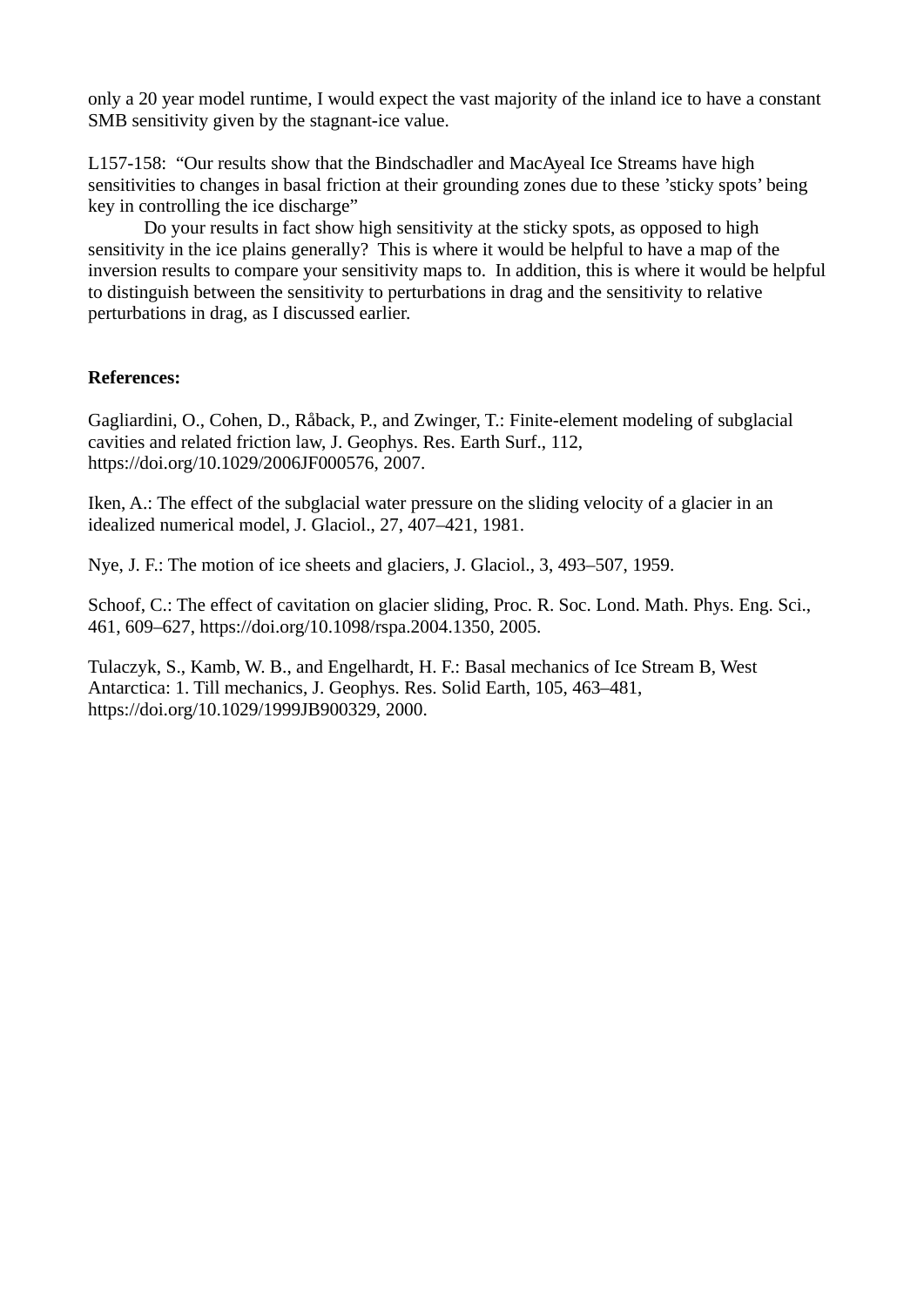only a 20 year model runtime, I would expect the vast majority of the inland ice to have a constant SMB sensitivity given by the stagnant-ice value.

L157-158: "Our results show that the Bindschadler and MacAyeal Ice Streams have high sensitivities to changes in basal friction at their grounding zones due to these 'sticky spots' being key in controlling the ice discharge"

Do your results in fact show high sensitivity at the sticky spots, as opposed to high sensitivity in the ice plains generally? This is where it would be helpful to have a map of the inversion results to compare your sensitivity maps to. In addition, this is where it would be helpful to distinguish between the sensitivity to perturbations in drag and the sensitivity to relative perturbations in drag, as I discussed earlier.

**References:**

Gagliardini, O., Cohen, D., Råback, P., and Zwinger, T.: Finite-element modeling of subglacial cavities and related friction law, J. Geophys. Res. Earth Surf., 112, https://doi.org/10.1029/2006JF000576, 2007.

Iken, A.: The effect of the subglacial water pressure on the sliding velocity of a glacier in an idealized numerical model, J. Glaciol., 27, 407–421, 1981.

Nye, J. F.: The motion of ice sheets and glaciers, J. Glaciol., 3, 493–507, 1959.

Schoof, C.: The effect of cavitation on glacier sliding, Proc. R. Soc. Lond. Math. Phys. Eng. Sci., 461, 609–627, https://doi.org/10.1098/rspa.2004.1350, 2005.

Tulaczyk, S., Kamb, W. B., and Engelhardt, H. F.: Basal mechanics of Ice Stream B, West Antarctica: 1. Till mechanics, J. Geophys. Res. Solid Earth, 105, 463–481, https://doi.org/10.1029/1999JB900329, 2000.